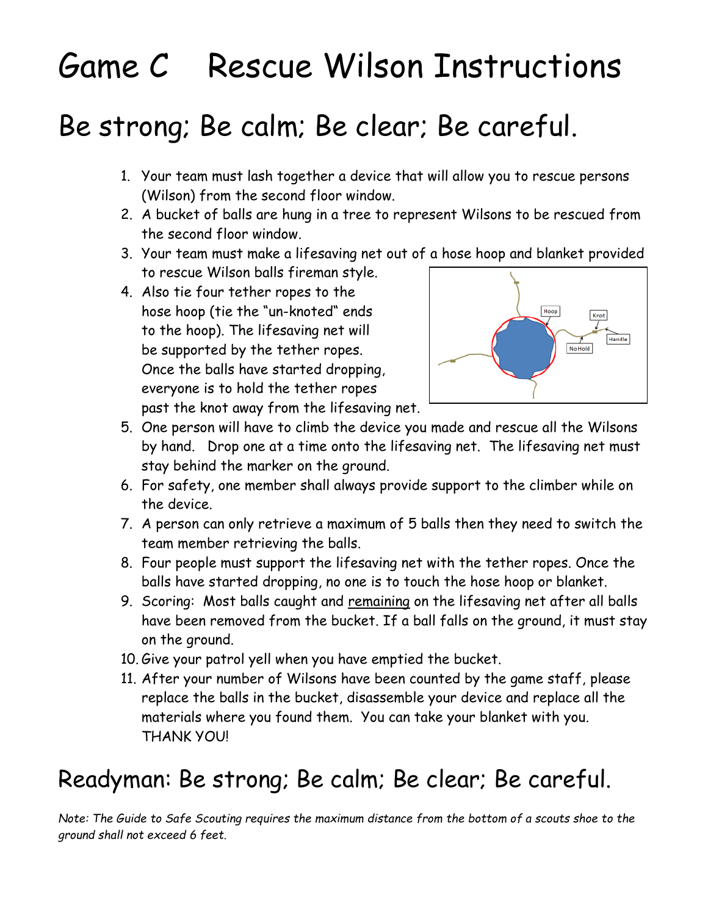# Game C Rescue Wilson Instructions

## Be strong; Be calm; Be clear; Be careful.

1. Your team must lash together a device that will allow you to rescue persons (Wilson) from the second floor window.
2. A bucket of balls are hung in a tree to represent Wilsons to be rescued from the second floor window.
3. Your team must make a lifesaving net out of a hose hoop and blanket provided to rescue Wilson balls fireman style.
4. Also tie four tether ropes to the hose hoop (tie the "un-knoted" ends to the hoop). The lifesaving net will be supported by the tether ropes. Once the balls have started dropping, everyone is to hold the tether ropes past the knot away from the lifesaving net.
5. One person will have to climb the device you made and rescue all the Wilsons by hand. Drop one at a time onto the lifesaving net. The lifesaving net must stay behind the marker on the ground.
6. For safety, one member shall always provide support to the climber while on the device.
7. A person can only retrieve a maximum of 5 balls then they need to switch the team member retrieving the balls.
8. Four people must support the lifesaving net with the tether ropes. Once the balls have started dropping, no one is to touch the hose hoop or blanket.
9. Scoring: Most balls caught and remaining on the lifesaving net after all balls have been removed from the bucket. If a ball falls on the ground, it must stay on the ground.
10. Give your patrol yell when you have emptied the bucket.
11. After your number of Wilsons have been counted by the game staff, please replace the balls in the bucket, disassemble your device and replace all the materials where you found them. You can take your blanket with you. THANK YOU!

## Readyman: Be strong; Be calm; Be clear; Be careful.

*Note: The Guide to Safe Scouting requires the maximum distance from the bottom of a scouts shoe to the ground shall not exceed 6 feet.*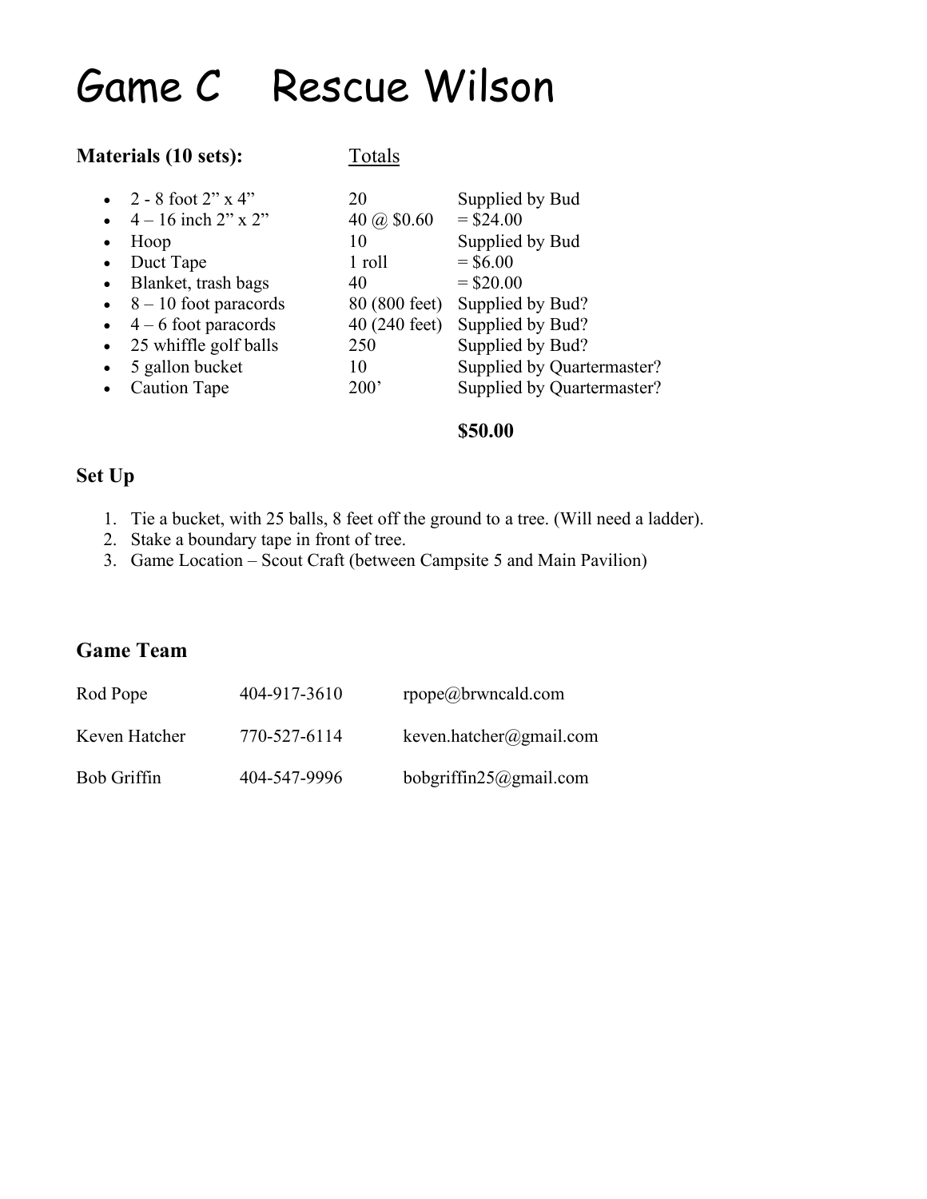# Game C Rescue Wilson

**Materials (10 sets):**

| Item | Totals | |
|---|---|---|
| 2 - 8 foot 2" x 4" | 20 | Supplied by Bud |
| 4 – 16 inch 2" x 2" | 40 @ $0.60 | = $24.00 |
| Hoop | 10 | Supplied by Bud |
| Duct Tape | 1 roll | = $6.00 |
| Blanket, trash bags | 40 | = $20.00 |
| 8 – 10 foot paracords | 80 (800 feet) | Supplied by Bud? |
| 4 – 6 foot paracords | 40 (240 feet) | Supplied by Bud? |
| 25 whiffle golf balls | 250 | Supplied by Bud? |
| 5 gallon bucket | 10 | Supplied by Quartermaster? |
| Caution Tape | 200' | Supplied by Quartermaster? |
| | | **$50.00** |

## Set Up

1. Tie a bucket, with 25 balls, 8 feet off the ground to a tree. (Will need a ladder).
2. Stake a boundary tape in front of tree.
3. Game Location – Scout Craft (between Campsite 5 and Main Pavilion)

## Game Team

| Name | Phone | Email |
|---|---|---|
| Rod Pope | 404-917-3610 | rpope@brwncald.com |
| Keven Hatcher | 770-527-6114 | keven.hatcher@gmail.com |
| Bob Griffin | 404-547-9996 | bobgriffin25@gmail.com |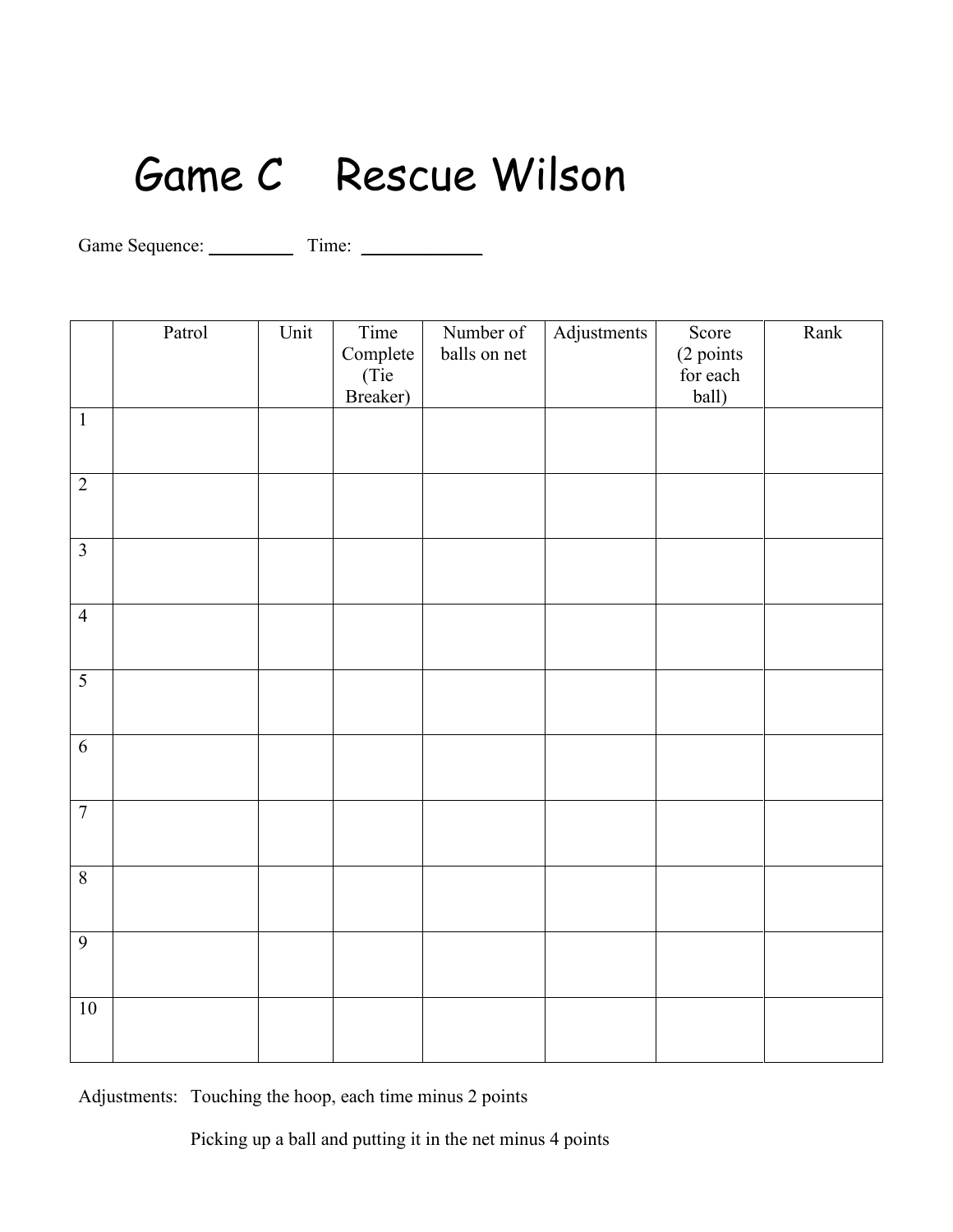# Game C Rescue Wilson

Game Sequence: _________ Time: ____________

| | Patrol | Unit | Time Complete (Tie Breaker) | Number of balls on net | Adjustments | Score (2 points for each ball) | Rank |
|---|---|---|---|---|---|---|---|
| 1 | | | | | | | |
| 2 | | | | | | | |
| 3 | | | | | | | |
| 4 | | | | | | | |
| 5 | | | | | | | |
| 6 | | | | | | | |
| 7 | | | | | | | |
| 8 | | | | | | | |
| 9 | | | | | | | |
| 10 | | | | | | | |

Adjustments: Touching the hoop, each time minus 2 points

Picking up a ball and putting it in the net minus 4 points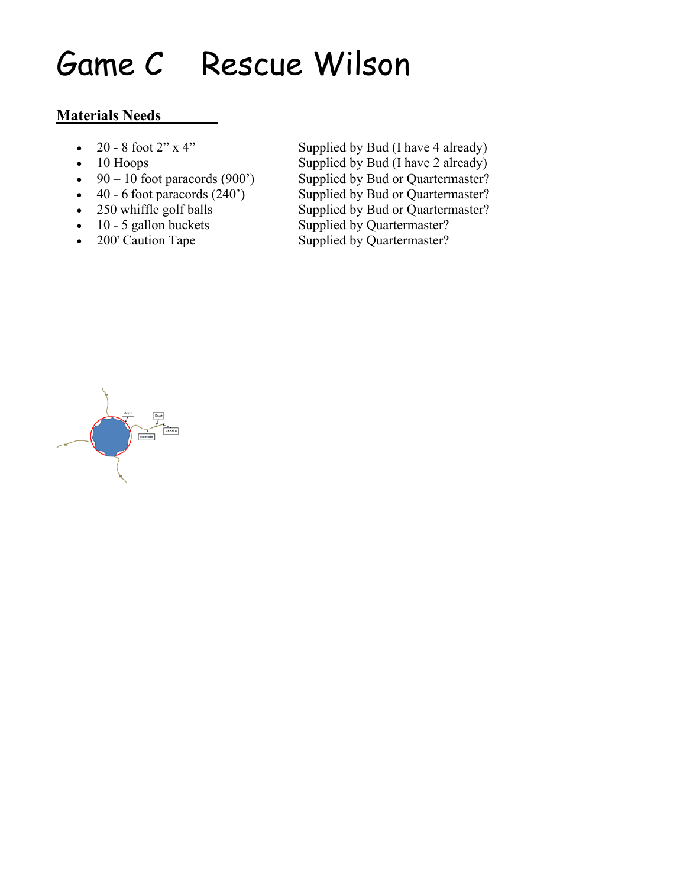# Game C  Rescue Wilson

**<u>Materials Needs</u>**

- 20 - 8 foot 2" x 4"  Supplied by Bud (I have 4 already)
- 10 Hoops  Supplied by Bud (I have 2 already)
- 90 – 10 foot paracords (900')  Supplied by Bud or Quartermaster?
- 40 - 6 foot paracords (240')  Supplied by Bud or Quartermaster?
- 250 whiffle golf balls  Supplied by Bud or Quartermaster?
- 10 - 5 gallon buckets  Supplied by Quartermaster?
- 200' Caution Tape  Supplied by Quartermaster?

Hoop

Knot

Handle

No Hold